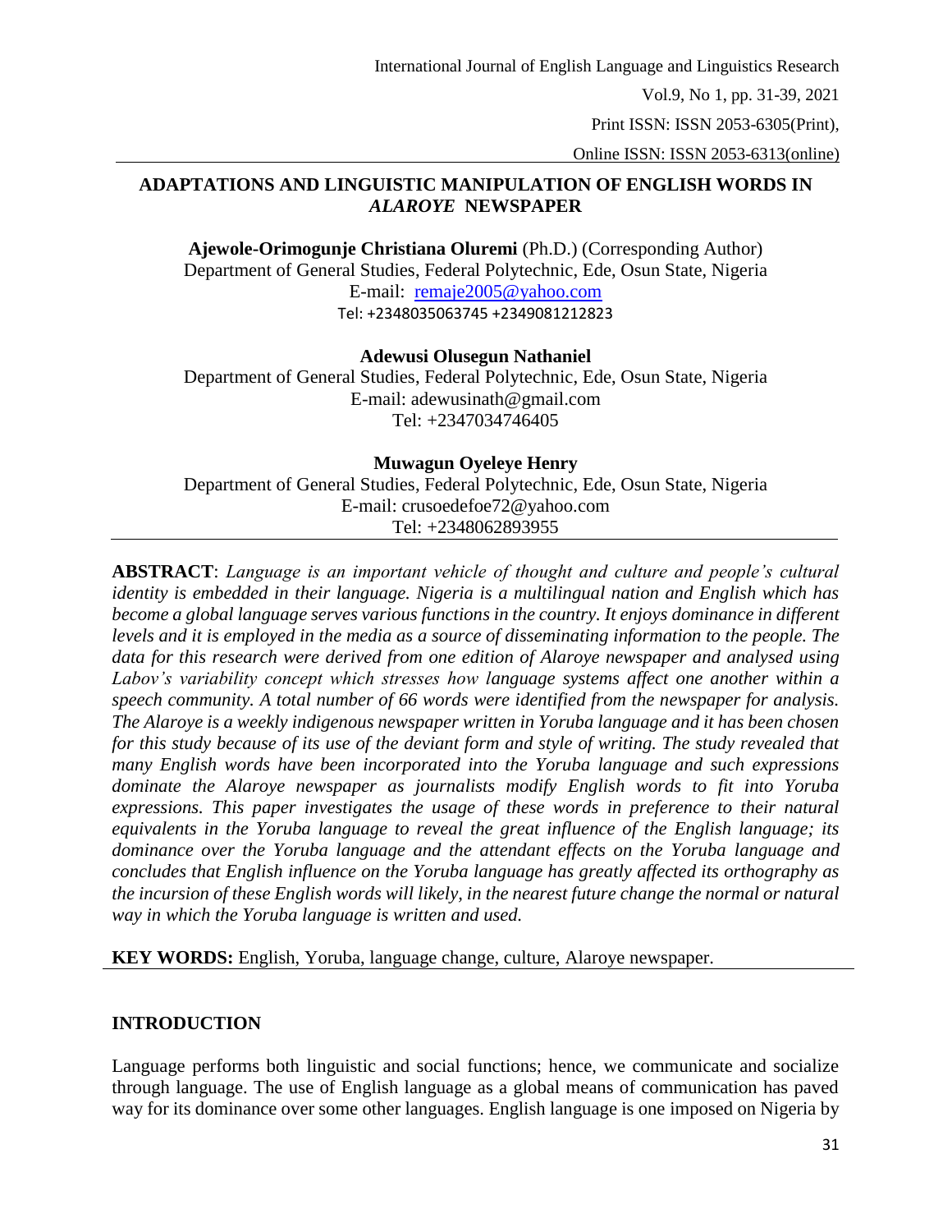# ADAPTATIONS AND LINGUISTIC MANIPULATION OF ENGLISH WORDS IN *ALAROYE* NEWSPAPER

**Ajewole-Orimogunje Christiana Oluremi** (Ph.D.) (Corresponding Author)
Department of General Studies, Federal Polytechnic, Ede, Osun State, Nigeria
E-mail: remaje2005@yahoo.com
Tel: +2348035063745 +2349081212823

**Adewusi Olusegun Nathaniel**
Department of General Studies, Federal Polytechnic, Ede, Osun State, Nigeria
E-mail: adewusinath@gmail.com
Tel: +2347034746405

**Muwagun Oyeleye Henry**
Department of General Studies, Federal Polytechnic, Ede, Osun State, Nigeria
E-mail: crusoedefoe72@yahoo.com
Tel: +2348062893955

**ABSTRACT**: *Language is an important vehicle of thought and culture and people's cultural identity is embedded in their language. Nigeria is a multilingual nation and English which has become a global language serves various functions in the country. It enjoys dominance in different levels and it is employed in the media as a source of disseminating information to the people. The data for this research were derived from one edition of Alaroye newspaper and analysed using Labov's variability concept which stresses how language systems affect one another within a speech community. A total number of 66 words were identified from the newspaper for analysis. The Alaroye is a weekly indigenous newspaper written in Yoruba language and it has been chosen for this study because of its use of the deviant form and style of writing. The study revealed that many English words have been incorporated into the Yoruba language and such expressions dominate the Alaroye newspaper as journalists modify English words to fit into Yoruba expressions. This paper investigates the usage of these words in preference to their natural equivalents in the Yoruba language to reveal the great influence of the English language; its dominance over the Yoruba language and the attendant effects on the Yoruba language and concludes that English influence on the Yoruba language has greatly affected its orthography as the incursion of these English words will likely, in the nearest future change the normal or natural way in which the Yoruba language is written and used.*

**KEY WORDS:** English, Yoruba, language change, culture, Alaroye newspaper.

## INTRODUCTION

Language performs both linguistic and social functions; hence, we communicate and socialize through language. The use of English language as a global means of communication has paved way for its dominance over some other languages. English language is one imposed on Nigeria by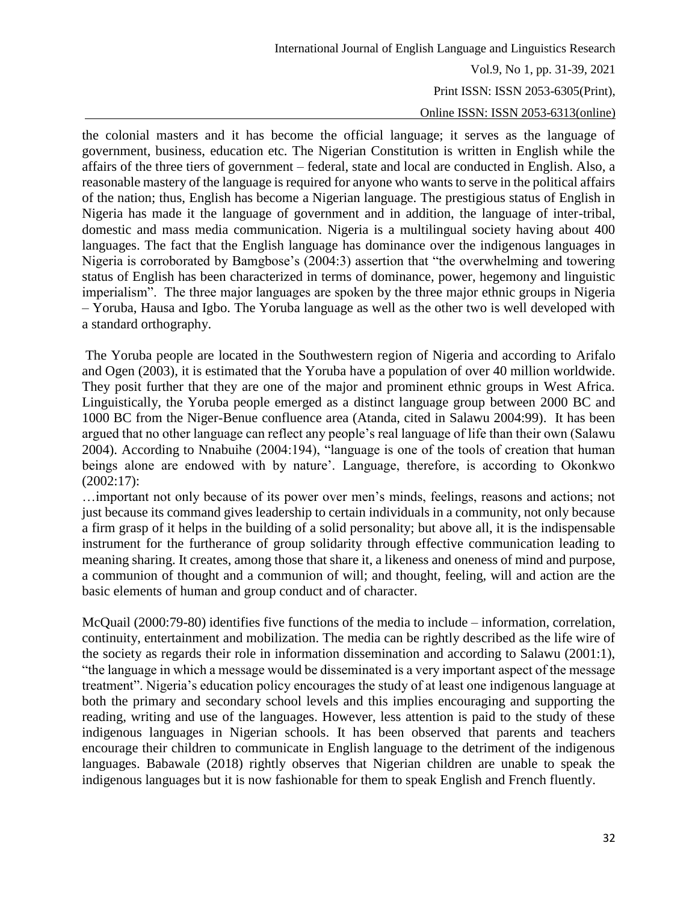the colonial masters and it has become the official language; it serves as the language of government, business, education etc. The Nigerian Constitution is written in English while the affairs of the three tiers of government – federal, state and local are conducted in English. Also, a reasonable mastery of the language is required for anyone who wants to serve in the political affairs of the nation; thus, English has become a Nigerian language. The prestigious status of English in Nigeria has made it the language of government and in addition, the language of inter-tribal, domestic and mass media communication. Nigeria is a multilingual society having about 400 languages. The fact that the English language has dominance over the indigenous languages in Nigeria is corroborated by Bamgbose's (2004:3) assertion that "the overwhelming and towering status of English has been characterized in terms of dominance, power, hegemony and linguistic imperialism". The three major languages are spoken by the three major ethnic groups in Nigeria – Yoruba, Hausa and Igbo. The Yoruba language as well as the other two is well developed with a standard orthography.

The Yoruba people are located in the Southwestern region of Nigeria and according to Arifalo and Ogen (2003), it is estimated that the Yoruba have a population of over 40 million worldwide. They posit further that they are one of the major and prominent ethnic groups in West Africa. Linguistically, the Yoruba people emerged as a distinct language group between 2000 BC and 1000 BC from the Niger-Benue confluence area (Atanda, cited in Salawu 2004:99). It has been argued that no other language can reflect any people's real language of life than their own (Salawu 2004). According to Nnabuihe (2004:194), "language is one of the tools of creation that human beings alone are endowed with by nature'. Language, therefore, is according to Okonkwo (2002:17):

…important not only because of its power over men's minds, feelings, reasons and actions; not just because its command gives leadership to certain individuals in a community, not only because a firm grasp of it helps in the building of a solid personality; but above all, it is the indispensable instrument for the furtherance of group solidarity through effective communication leading to meaning sharing. It creates, among those that share it, a likeness and oneness of mind and purpose, a communion of thought and a communion of will; and thought, feeling, will and action are the basic elements of human and group conduct and of character.

McQuail (2000:79-80) identifies five functions of the media to include – information, correlation, continuity, entertainment and mobilization. The media can be rightly described as the life wire of the society as regards their role in information dissemination and according to Salawu (2001:1), "the language in which a message would be disseminated is a very important aspect of the message treatment". Nigeria's education policy encourages the study of at least one indigenous language at both the primary and secondary school levels and this implies encouraging and supporting the reading, writing and use of the languages. However, less attention is paid to the study of these indigenous languages in Nigerian schools. It has been observed that parents and teachers encourage their children to communicate in English language to the detriment of the indigenous languages. Babawale (2018) rightly observes that Nigerian children are unable to speak the indigenous languages but it is now fashionable for them to speak English and French fluently.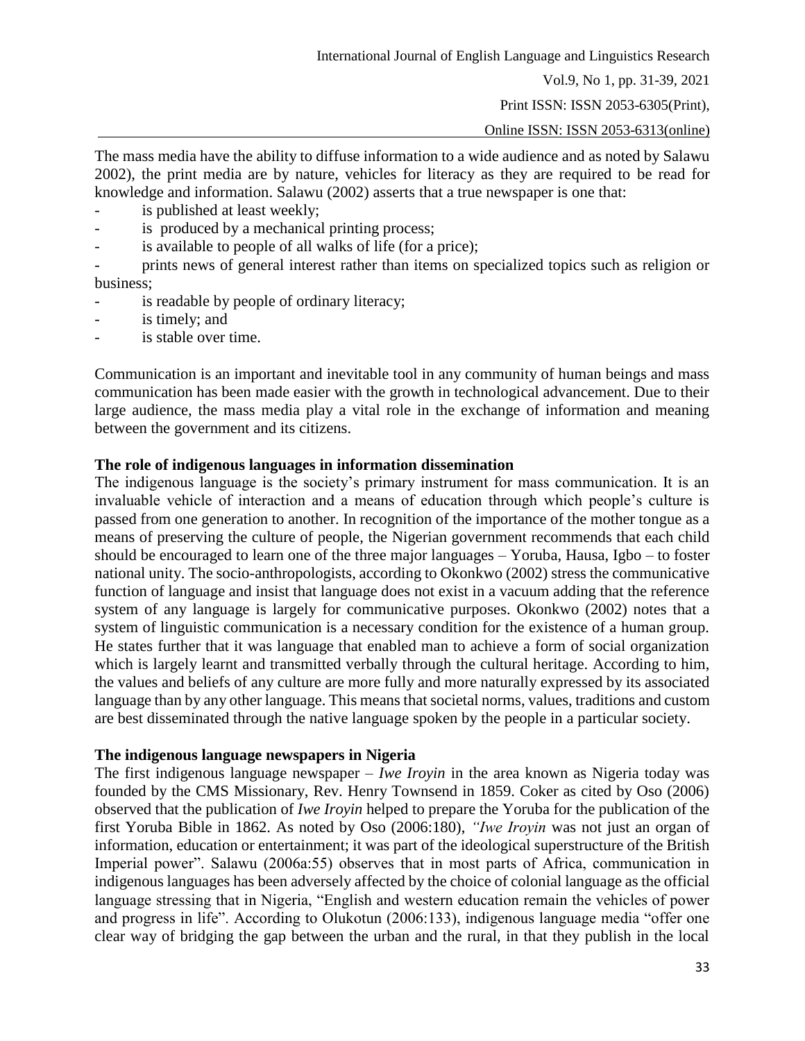The mass media have the ability to diffuse information to a wide audience and as noted by Salawu 2002), the print media are by nature, vehicles for literacy as they are required to be read for knowledge and information. Salawu (2002) asserts that a true newspaper is one that:

- is published at least weekly;
- is produced by a mechanical printing process;
- is available to people of all walks of life (for a price);
- prints news of general interest rather than items on specialized topics such as religion or business;
- is readable by people of ordinary literacy;
- is timely; and
- is stable over time.

Communication is an important and inevitable tool in any community of human beings and mass communication has been made easier with the growth in technological advancement. Due to their large audience, the mass media play a vital role in the exchange of information and meaning between the government and its citizens.

**The role of indigenous languages in information dissemination**

The indigenous language is the society's primary instrument for mass communication. It is an invaluable vehicle of interaction and a means of education through which people's culture is passed from one generation to another. In recognition of the importance of the mother tongue as a means of preserving the culture of people, the Nigerian government recommends that each child should be encouraged to learn one of the three major languages – Yoruba, Hausa, Igbo – to foster national unity. The socio-anthropologists, according to Okonkwo (2002) stress the communicative function of language and insist that language does not exist in a vacuum adding that the reference system of any language is largely for communicative purposes. Okonkwo (2002) notes that a system of linguistic communication is a necessary condition for the existence of a human group. He states further that it was language that enabled man to achieve a form of social organization which is largely learnt and transmitted verbally through the cultural heritage. According to him, the values and beliefs of any culture are more fully and more naturally expressed by its associated language than by any other language. This means that societal norms, values, traditions and custom are best disseminated through the native language spoken by the people in a particular society.

**The indigenous language newspapers in Nigeria**

The first indigenous language newspaper – *Iwe Iroyin* in the area known as Nigeria today was founded by the CMS Missionary, Rev. Henry Townsend in 1859. Coker as cited by Oso (2006) observed that the publication of *Iwe Iroyin* helped to prepare the Yoruba for the publication of the first Yoruba Bible in 1862. As noted by Oso (2006:180), *"Iwe Iroyin* was not just an organ of information, education or entertainment; it was part of the ideological superstructure of the British Imperial power". Salawu (2006a:55) observes that in most parts of Africa, communication in indigenous languages has been adversely affected by the choice of colonial language as the official language stressing that in Nigeria, "English and western education remain the vehicles of power and progress in life". According to Olukotun (2006:133), indigenous language media "offer one clear way of bridging the gap between the urban and the rural, in that they publish in the local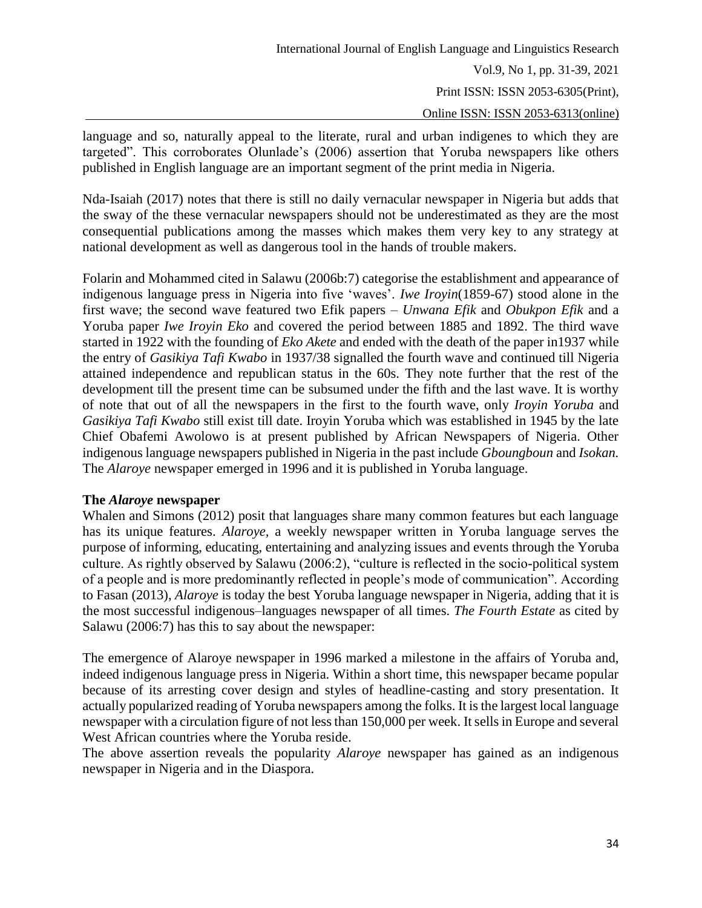language and so, naturally appeal to the literate, rural and urban indigenes to which they are targeted". This corroborates Olunlade's (2006) assertion that Yoruba newspapers like others published in English language are an important segment of the print media in Nigeria.

Nda-Isaiah (2017) notes that there is still no daily vernacular newspaper in Nigeria but adds that the sway of the these vernacular newspapers should not be underestimated as they are the most consequential publications among the masses which makes them very key to any strategy at national development as well as dangerous tool in the hands of trouble makers.

Folarin and Mohammed cited in Salawu (2006b:7) categorise the establishment and appearance of indigenous language press in Nigeria into five 'waves'. *Iwe Iroyin*(1859-67) stood alone in the first wave; the second wave featured two Efik papers – *Unwana Efik* and *Obukpon Efik* and a Yoruba paper *Iwe Iroyin Eko* and covered the period between 1885 and 1892. The third wave started in 1922 with the founding of *Eko Akete* and ended with the death of the paper in1937 while the entry of *Gasikiya Tafi Kwabo* in 1937/38 signalled the fourth wave and continued till Nigeria attained independence and republican status in the 60s. They note further that the rest of the development till the present time can be subsumed under the fifth and the last wave. It is worthy of note that out of all the newspapers in the first to the fourth wave, only *Iroyin Yoruba* and *Gasikiya Tafi Kwabo* still exist till date. Iroyin Yoruba which was established in 1945 by the late Chief Obafemi Awolowo is at present published by African Newspapers of Nigeria. Other indigenous language newspapers published in Nigeria in the past include *Gboungboun* and *Isokan.* The *Alaroye* newspaper emerged in 1996 and it is published in Yoruba language.

**The *Alaroye* newspaper**

Whalen and Simons (2012) posit that languages share many common features but each language has its unique features. *Alaroye,* a weekly newspaper written in Yoruba language serves the purpose of informing, educating, entertaining and analyzing issues and events through the Yoruba culture. As rightly observed by Salawu (2006:2), "culture is reflected in the socio-political system of a people and is more predominantly reflected in people's mode of communication". According to Fasan (2013), *Alaroye* is today the best Yoruba language newspaper in Nigeria, adding that it is the most successful indigenous–languages newspaper of all times. *The Fourth Estate* as cited by Salawu (2006:7) has this to say about the newspaper:

The emergence of Alaroye newspaper in 1996 marked a milestone in the affairs of Yoruba and, indeed indigenous language press in Nigeria. Within a short time, this newspaper became popular because of its arresting cover design and styles of headline-casting and story presentation. It actually popularized reading of Yoruba newspapers among the folks. It is the largest local language newspaper with a circulation figure of not less than 150,000 per week. It sells in Europe and several West African countries where the Yoruba reside.

The above assertion reveals the popularity *Alaroye* newspaper has gained as an indigenous newspaper in Nigeria and in the Diaspora.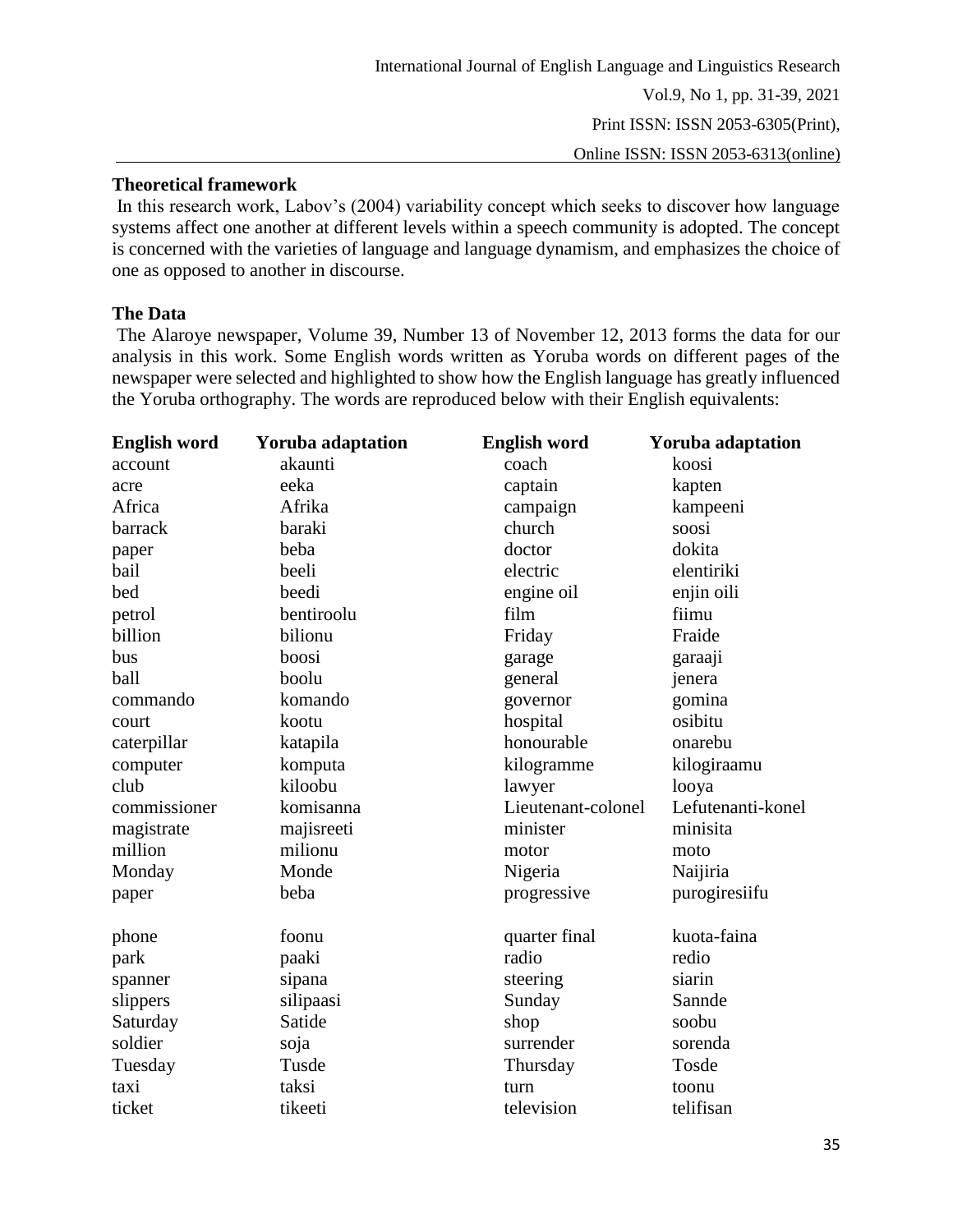**Theoretical framework**

In this research work, Labov's (2004) variability concept which seeks to discover how language systems affect one another at different levels within a speech community is adopted. The concept is concerned with the varieties of language and language dynamism, and emphasizes the choice of one as opposed to another in discourse.

**The Data**

The Alaroye newspaper, Volume 39, Number 13 of November 12, 2013 forms the data for our analysis in this work. Some English words written as Yoruba words on different pages of the newspaper were selected and highlighted to show how the English language has greatly influenced the Yoruba orthography. The words are reproduced below with their English equivalents:

| English word | Yoruba adaptation | English word | Yoruba adaptation |
|---|---|---|---|
| account | akaunti | coach | koosi |
| acre | eeka | captain | kapten |
| Africa | Afrika | campaign | kampeeni |
| barrack | baraki | church | soosi |
| paper | beba | doctor | dokita |
| bail | beeli | electric | elentiriki |
| bed | beedi | engine oil | enjin oili |
| petrol | bentiroolu | film | fiimu |
| billion | bilionu | Friday | Fraide |
| bus | boosi | garage | garaaji |
| ball | boolu | general | jenera |
| commando | komando | governor | gomina |
| court | kootu | hospital | osibitu |
| caterpillar | katapila | honourable | onarebu |
| computer | komputa | kilogramme | kilogiraamu |
| club | kiloobu | lawyer | looya |
| commissioner | komisanna | Lieutenant-colonel | Lefutenanti-konel |
| magistrate | majisreeti | minister | minisita |
| million | milionu | motor | moto |
| Monday | Monde | Nigeria | Naijiria |
| paper | beba | progressive | purogiresiifu |
| phone | foonu | quarter final | kuota-faina |
| park | paaki | radio | redio |
| spanner | sipana | steering | siarin |
| slippers | silipaasi | Sunday | Sannde |
| Saturday | Satide | shop | soobu |
| soldier | soja | surrender | sorenda |
| Tuesday | Tusde | Thursday | Tosde |
| taxi | taksi | turn | toonu |
| ticket | tikeeti | television | telifisan |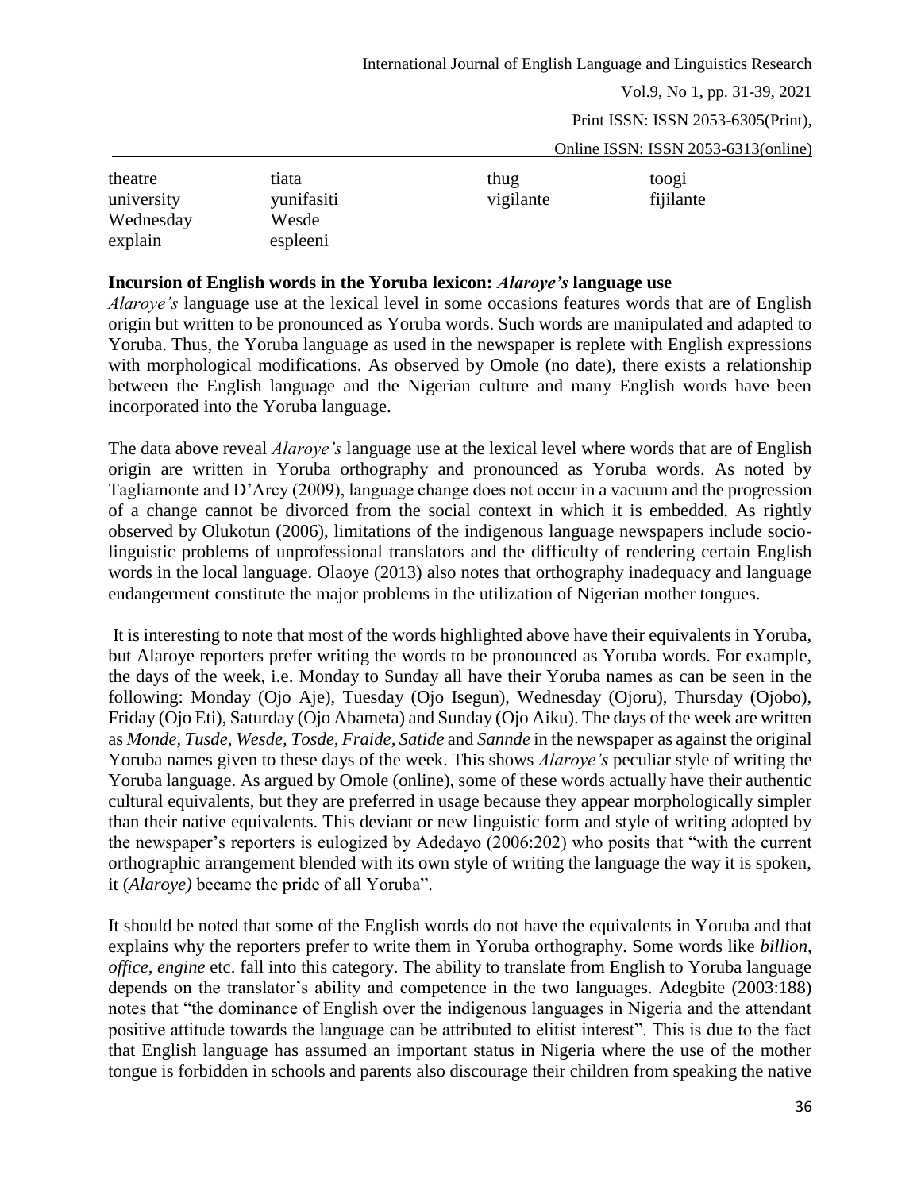| | | | |
|---|---|---|---|
| theatre | tiata | thug | toogi |
| university | yunifasiti | vigilante | fijilante |
| Wednesday | Wesde | | |
| explain | espleeni | | |

**Incursion of English words in the Yoruba lexicon: *Alaroye's* language use**

*Alaroye's* language use at the lexical level in some occasions features words that are of English origin but written to be pronounced as Yoruba words. Such words are manipulated and adapted to Yoruba. Thus, the Yoruba language as used in the newspaper is replete with English expressions with morphological modifications. As observed by Omole (no date), there exists a relationship between the English language and the Nigerian culture and many English words have been incorporated into the Yoruba language.

The data above reveal *Alaroye's* language use at the lexical level where words that are of English origin are written in Yoruba orthography and pronounced as Yoruba words. As noted by Tagliamonte and D'Arcy (2009), language change does not occur in a vacuum and the progression of a change cannot be divorced from the social context in which it is embedded. As rightly observed by Olukotun (2006), limitations of the indigenous language newspapers include socio-linguistic problems of unprofessional translators and the difficulty of rendering certain English words in the local language. Olaoye (2013) also notes that orthography inadequacy and language endangerment constitute the major problems in the utilization of Nigerian mother tongues.

It is interesting to note that most of the words highlighted above have their equivalents in Yoruba, but Alaroye reporters prefer writing the words to be pronounced as Yoruba words. For example, the days of the week, i.e. Monday to Sunday all have their Yoruba names as can be seen in the following: Monday (Ojo Aje), Tuesday (Ojo Isegun), Wednesday (Ojoru), Thursday (Ojobo), Friday (Ojo Eti), Saturday (Ojo Abameta) and Sunday (Ojo Aiku). The days of the week are written as *Monde, Tusde, Wesde, Tosde, Fraide, Satide* and *Sannde* in the newspaper as against the original Yoruba names given to these days of the week. This shows *Alaroye's* peculiar style of writing the Yoruba language. As argued by Omole (online), some of these words actually have their authentic cultural equivalents, but they are preferred in usage because they appear morphologically simpler than their native equivalents. This deviant or new linguistic form and style of writing adopted by the newspaper's reporters is eulogized by Adedayo (2006:202) who posits that "with the current orthographic arrangement blended with its own style of writing the language the way it is spoken, it (*Alaroye)* became the pride of all Yoruba".

It should be noted that some of the English words do not have the equivalents in Yoruba and that explains why the reporters prefer to write them in Yoruba orthography. Some words like *billion, office, engine* etc. fall into this category. The ability to translate from English to Yoruba language depends on the translator's ability and competence in the two languages. Adegbite (2003:188) notes that "the dominance of English over the indigenous languages in Nigeria and the attendant positive attitude towards the language can be attributed to elitist interest". This is due to the fact that English language has assumed an important status in Nigeria where the use of the mother tongue is forbidden in schools and parents also discourage their children from speaking the native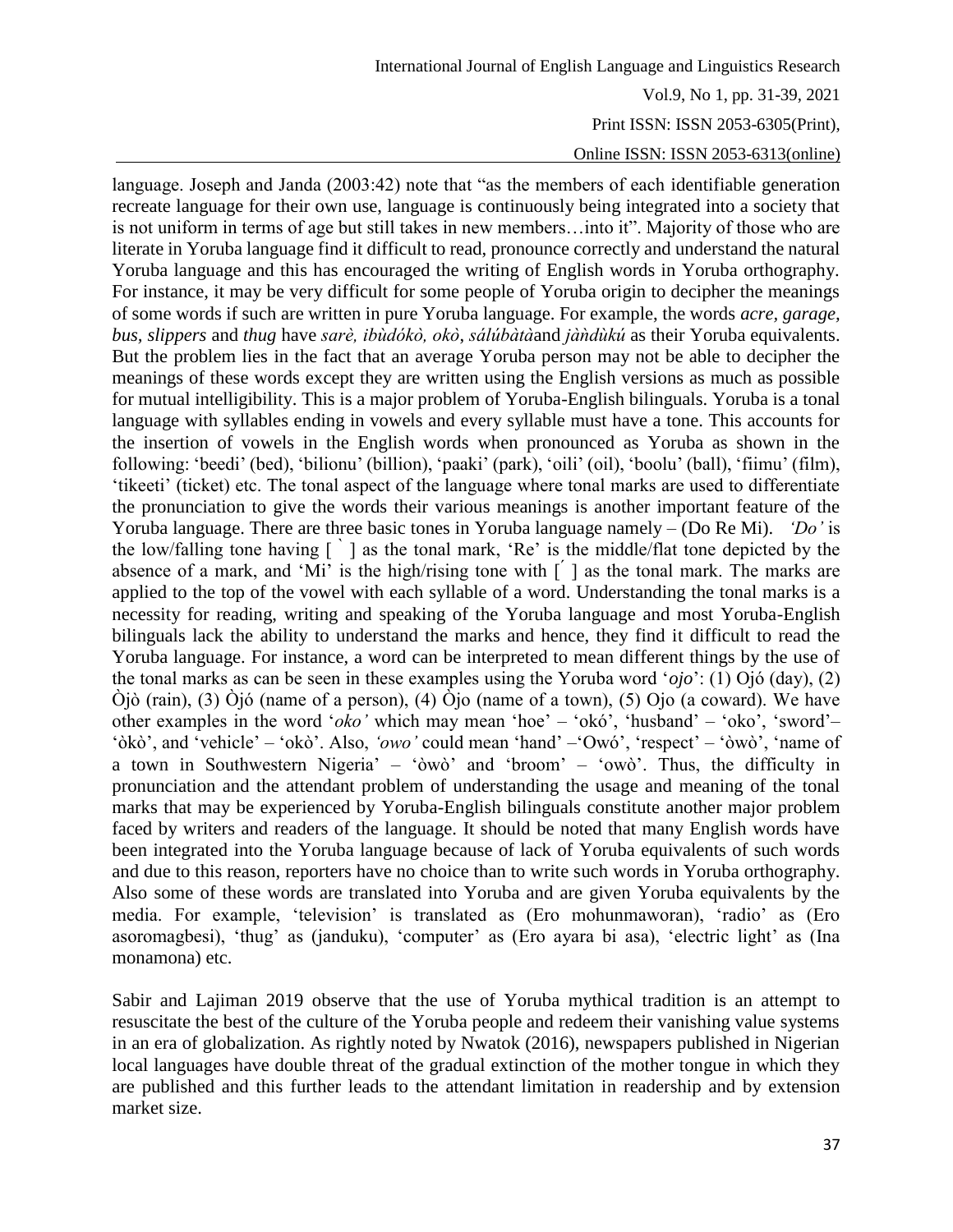language. Joseph and Janda (2003:42) note that "as the members of each identifiable generation recreate language for their own use, language is continuously being integrated into a society that is not uniform in terms of age but still takes in new members…into it". Majority of those who are literate in Yoruba language find it difficult to read, pronounce correctly and understand the natural Yoruba language and this has encouraged the writing of English words in Yoruba orthography. For instance, it may be very difficult for some people of Yoruba origin to decipher the meanings of some words if such are written in pure Yoruba language. For example, the words *acre, garage, bus, slippers* and *thug* have *sarè, ibùdókò, okò*, *sálúbàtà*and *jàǹdùkú* as their Yoruba equivalents. But the problem lies in the fact that an average Yoruba person may not be able to decipher the meanings of these words except they are written using the English versions as much as possible for mutual intelligibility. This is a major problem of Yoruba-English bilinguals. Yoruba is a tonal language with syllables ending in vowels and every syllable must have a tone. This accounts for the insertion of vowels in the English words when pronounced as Yoruba as shown in the following: 'beedi' (bed), 'bilionu' (billion), 'paaki' (park), 'oili' (oil), 'boolu' (ball), 'fiimu' (film), 'tikeeti' (ticket) etc. The tonal aspect of the language where tonal marks are used to differentiate the pronunciation to give the words their various meanings is another important feature of the Yoruba language. There are three basic tones in Yoruba language namely – (Do Re Mi). *'Do'* is the low/falling tone having [ ` ] as the tonal mark, 'Re' is the middle/flat tone depicted by the absence of a mark, and 'Mi' is the high/rising tone with [ ́ ] as the tonal mark. The marks are applied to the top of the vowel with each syllable of a word. Understanding the tonal marks is a necessity for reading, writing and speaking of the Yoruba language and most Yoruba-English bilinguals lack the ability to understand the marks and hence, they find it difficult to read the Yoruba language. For instance, a word can be interpreted to mean different things by the use of the tonal marks as can be seen in these examples using the Yoruba word '*ojo*': (1) Ojó (day), (2) Òjò (rain), (3) Òjó (name of a person), (4) Òjo (name of a town), (5) Ojo (a coward). We have other examples in the word '*oko'* which may mean 'hoe' – 'okó', 'husband' – 'oko', 'sword'– 'òkò', and 'vehicle' – 'okò'. Also, *'owo'* could mean 'hand' –'Owó', 'respect' – 'òwò', 'name of a town in Southwestern Nigeria' – 'òwò' and 'broom' – 'owò'. Thus, the difficulty in pronunciation and the attendant problem of understanding the usage and meaning of the tonal marks that may be experienced by Yoruba-English bilinguals constitute another major problem faced by writers and readers of the language. It should be noted that many English words have been integrated into the Yoruba language because of lack of Yoruba equivalents of such words and due to this reason, reporters have no choice than to write such words in Yoruba orthography. Also some of these words are translated into Yoruba and are given Yoruba equivalents by the media. For example, 'television' is translated as (Ero mohunmaworan), 'radio' as (Ero asoromagbesi), 'thug' as (janduku), 'computer' as (Ero ayara bi asa), 'electric light' as (Ina monamona) etc.

Sabir and Lajiman 2019 observe that the use of Yoruba mythical tradition is an attempt to resuscitate the best of the culture of the Yoruba people and redeem their vanishing value systems in an era of globalization. As rightly noted by Nwatok (2016), newspapers published in Nigerian local languages have double threat of the gradual extinction of the mother tongue in which they are published and this further leads to the attendant limitation in readership and by extension market size.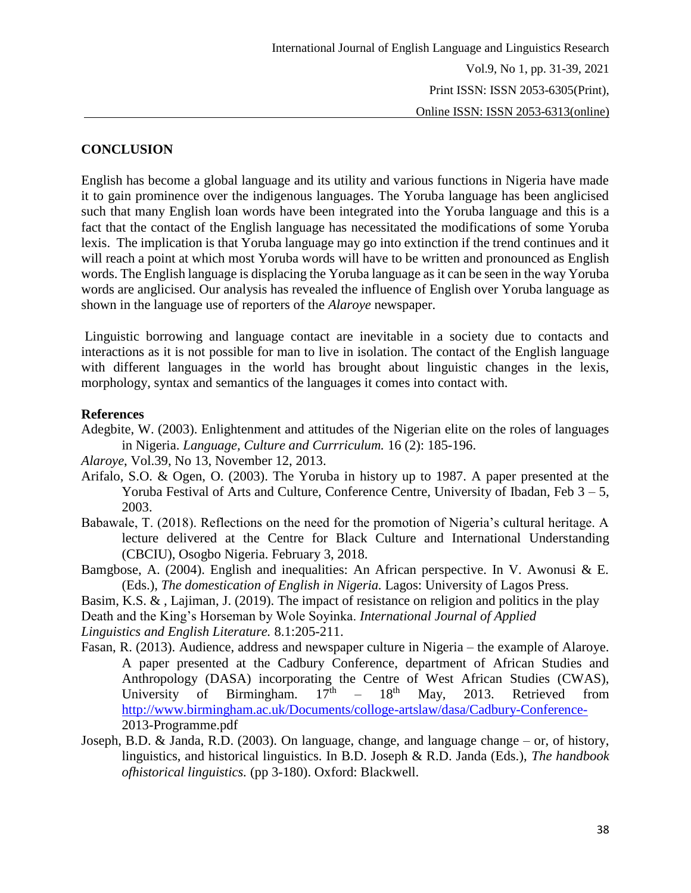## CONCLUSION

English has become a global language and its utility and various functions in Nigeria have made it to gain prominence over the indigenous languages. The Yoruba language has been anglicised such that many English loan words have been integrated into the Yoruba language and this is a fact that the contact of the English language has necessitated the modifications of some Yoruba lexis. The implication is that Yoruba language may go into extinction if the trend continues and it will reach a point at which most Yoruba words will have to be written and pronounced as English words. The English language is displacing the Yoruba language as it can be seen in the way Yoruba words are anglicised. Our analysis has revealed the influence of English over Yoruba language as shown in the language use of reporters of the *Alaroye* newspaper.

Linguistic borrowing and language contact are inevitable in a society due to contacts and interactions as it is not possible for man to live in isolation. The contact of the English language with different languages in the world has brought about linguistic changes in the lexis, morphology, syntax and semantics of the languages it comes into contact with.

### References

Adegbite, W. (2003). Enlightenment and attitudes of the Nigerian elite on the roles of languages in Nigeria. *Language, Culture and Currriculum.* 16 (2): 185-196.

*Alaroye*, Vol.39, No 13, November 12, 2013.

Arifalo, S.O. & Ogen, O. (2003). The Yoruba in history up to 1987. A paper presented at the Yoruba Festival of Arts and Culture, Conference Centre, University of Ibadan, Feb 3 – 5, 2003.

Babawale, T. (2018). Reflections on the need for the promotion of Nigeria's cultural heritage. A lecture delivered at the Centre for Black Culture and International Understanding (CBCIU), Osogbo Nigeria. February 3, 2018.

Bamgbose, A. (2004). English and inequalities: An African perspective. In V. Awonusi & E. (Eds.), *The domestication of English in Nigeria.* Lagos: University of Lagos Press.

Basim, K.S. & , Lajiman, J. (2019). The impact of resistance on religion and politics in the play Death and the King's Horseman by Wole Soyinka. *International Journal of Applied Linguistics and English Literature.* 8.1:205-211.

Fasan, R. (2013). Audience, address and newspaper culture in Nigeria – the example of Alaroye. A paper presented at the Cadbury Conference, department of African Studies and Anthropology (DASA) incorporating the Centre of West African Studies (CWAS), University of Birmingham. 17th – 18th May, 2013. Retrieved from http://www.birmingham.ac.uk/Documents/colloge-artslaw/dasa/Cadbury-Conference-2013-Programme.pdf

Joseph, B.D. & Janda, R.D. (2003). On language, change, and language change – or, of history, linguistics, and historical linguistics. In B.D. Joseph & R.D. Janda (Eds.), *The handbook ofhistorical linguistics.* (pp 3-180). Oxford: Blackwell.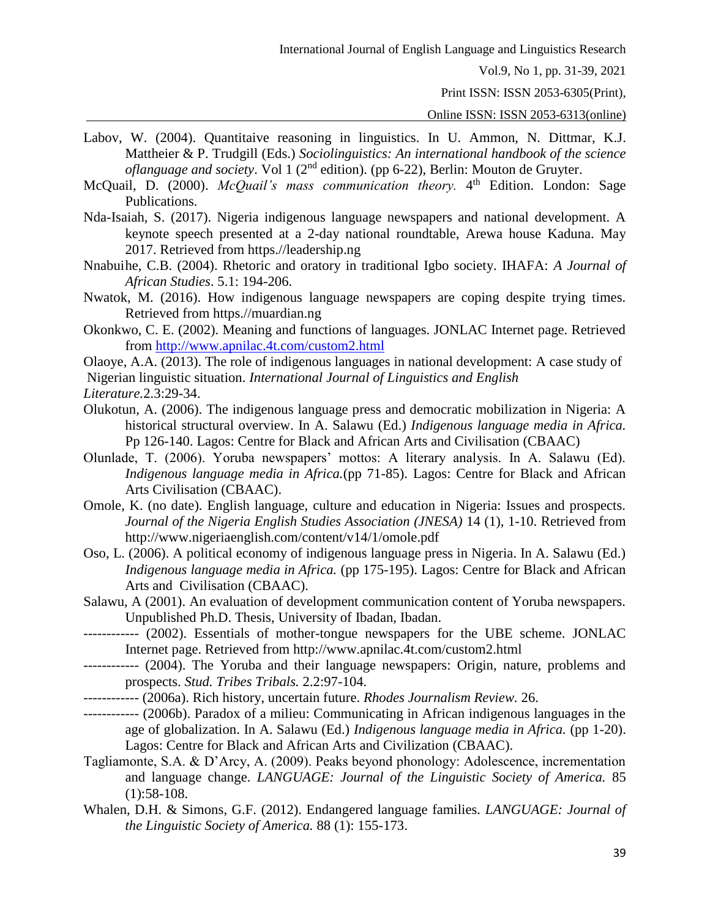Labov, W. (2004). Quantitaive reasoning in linguistics. In U. Ammon, N. Dittmar, K.J. Mattheier & P. Trudgill (Eds.) *Sociolinguistics: An international handbook of the science oflanguage and society*. Vol 1 (2nd edition). (pp 6-22), Berlin: Mouton de Gruyter.

McQuail, D. (2000). *McQuail's mass communication theory.* 4th Edition. London: Sage Publications.

Nda-Isaiah, S. (2017). Nigeria indigenous language newspapers and national development. A keynote speech presented at a 2-day national roundtable, Arewa house Kaduna. May 2017. Retrieved from https.//leadership.ng

Nnabuihe, C.B. (2004). Rhetoric and oratory in traditional Igbo society. IHAFA: *A Journal of African Studies*. 5.1: 194-206.

Nwatok, M. (2016). How indigenous language newspapers are coping despite trying times. Retrieved from https.//muardian.ng

Okonkwo, C. E. (2002). Meaning and functions of languages. JONLAC Internet page. Retrieved from http://www.apnilac.4t.com/custom2.html

Olaoye, A.A. (2013). The role of indigenous languages in national development: A case study of Nigerian linguistic situation. *International Journal of Linguistics and English Literature.*2.3:29-34.

Olukotun, A. (2006). The indigenous language press and democratic mobilization in Nigeria: A historical structural overview. In A. Salawu (Ed.) *Indigenous language media in Africa.* Pp 126-140. Lagos: Centre for Black and African Arts and Civilisation (CBAAC)

Olunlade, T. (2006). Yoruba newspapers' mottos: A literary analysis. In A. Salawu (Ed). *Indigenous language media in Africa.*(pp 71-85). Lagos: Centre for Black and African Arts Civilisation (CBAAC).

Omole, K. (no date). English language, culture and education in Nigeria: Issues and prospects. *Journal of the Nigeria English Studies Association (JNESA)* 14 (1), 1-10. Retrieved from http://www.nigeriaenglish.com/content/v14/1/omole.pdf

Oso, L. (2006). A political economy of indigenous language press in Nigeria. In A. Salawu (Ed.) *Indigenous language media in Africa.* (pp 175-195). Lagos: Centre for Black and African Arts and Civilisation (CBAAC).

Salawu, A (2001). An evaluation of development communication content of Yoruba newspapers. Unpublished Ph.D. Thesis, University of Ibadan, Ibadan.

------------ (2002). Essentials of mother-tongue newspapers for the UBE scheme. JONLAC Internet page. Retrieved from http://www.apnilac.4t.com/custom2.html

------------ (2004). The Yoruba and their language newspapers: Origin, nature, problems and prospects. *Stud. Tribes Tribals.* 2.2:97-104.

------------ (2006a). Rich history, uncertain future. *Rhodes Journalism Review.* 26.

------------ (2006b). Paradox of a milieu: Communicating in African indigenous languages in the age of globalization. In A. Salawu (Ed.) *Indigenous language media in Africa.* (pp 1-20). Lagos: Centre for Black and African Arts and Civilization (CBAAC).

Tagliamonte, S.A. & D'Arcy, A. (2009). Peaks beyond phonology: Adolescence, incrementation and language change. *LANGUAGE: Journal of the Linguistic Society of America.* 85 (1):58-108.

Whalen, D.H. & Simons, G.F. (2012). Endangered language families. *LANGUAGE: Journal of the Linguistic Society of America.* 88 (1): 155-173.